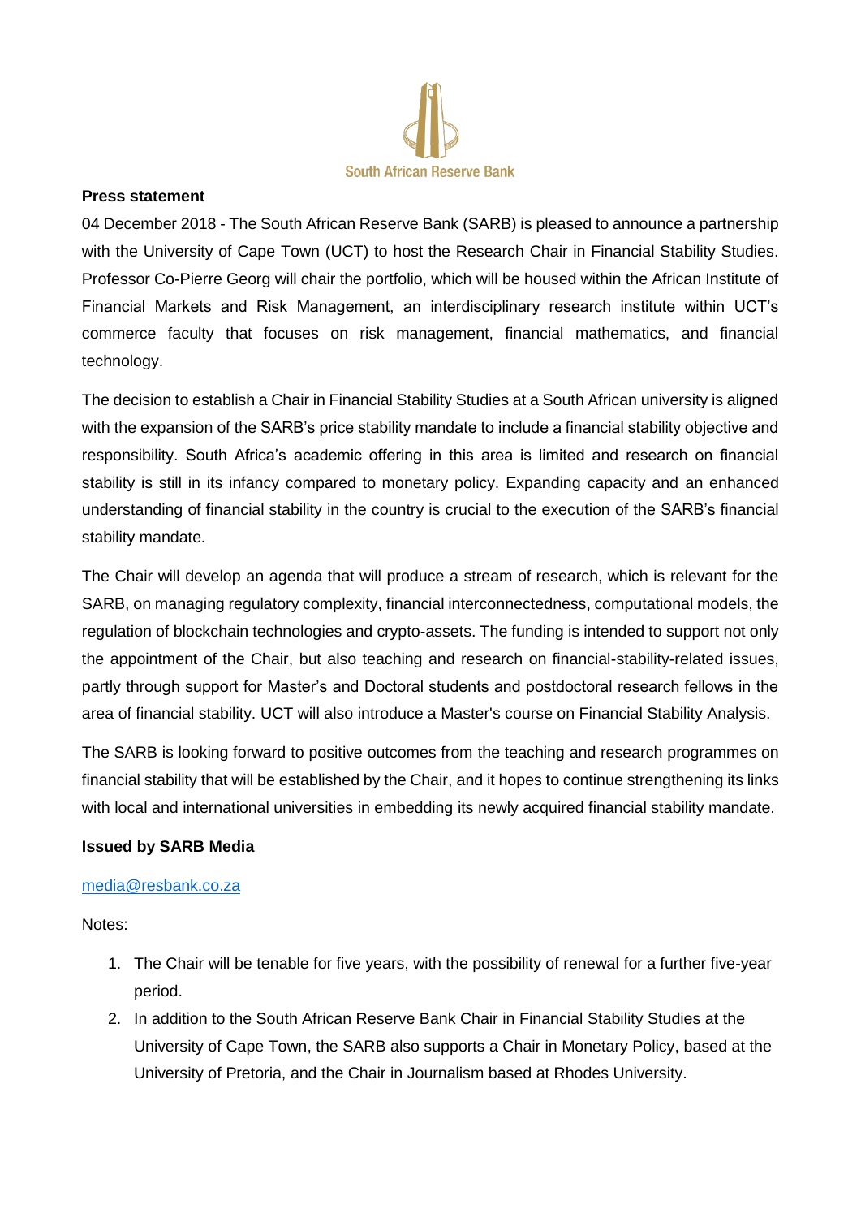South African Reserve Bank

**Press statement**

04 December 2018 - The South African Reserve Bank (SARB) is pleased to announce a partnership with the University of Cape Town (UCT) to host the Research Chair in Financial Stability Studies. Professor Co-Pierre Georg will chair the portfolio, which will be housed within the African Institute of Financial Markets and Risk Management, an interdisciplinary research institute within UCT's commerce faculty that focuses on risk management, financial mathematics, and financial technology.

The decision to establish a Chair in Financial Stability Studies at a South African university is aligned with the expansion of the SARB's price stability mandate to include a financial stability objective and responsibility. South Africa's academic offering in this area is limited and research on financial stability is still in its infancy compared to monetary policy. Expanding capacity and an enhanced understanding of financial stability in the country is crucial to the execution of the SARB's financial stability mandate.

The Chair will develop an agenda that will produce a stream of research, which is relevant for the SARB, on managing regulatory complexity, financial interconnectedness, computational models, the regulation of blockchain technologies and crypto-assets. The funding is intended to support not only the appointment of the Chair, but also teaching and research on financial-stability-related issues, partly through support for Master's and Doctoral students and postdoctoral research fellows in the area of financial stability. UCT will also introduce a Master's course on Financial Stability Analysis.

The SARB is looking forward to positive outcomes from the teaching and research programmes on financial stability that will be established by the Chair, and it hopes to continue strengthening its links with local and international universities in embedding its newly acquired financial stability mandate.

**Issued by SARB Media**

media@resbank.co.za

Notes:

1. The Chair will be tenable for five years, with the possibility of renewal for a further five-year period.
2. In addition to the South African Reserve Bank Chair in Financial Stability Studies at the University of Cape Town, the SARB also supports a Chair in Monetary Policy, based at the University of Pretoria, and the Chair in Journalism based at Rhodes University.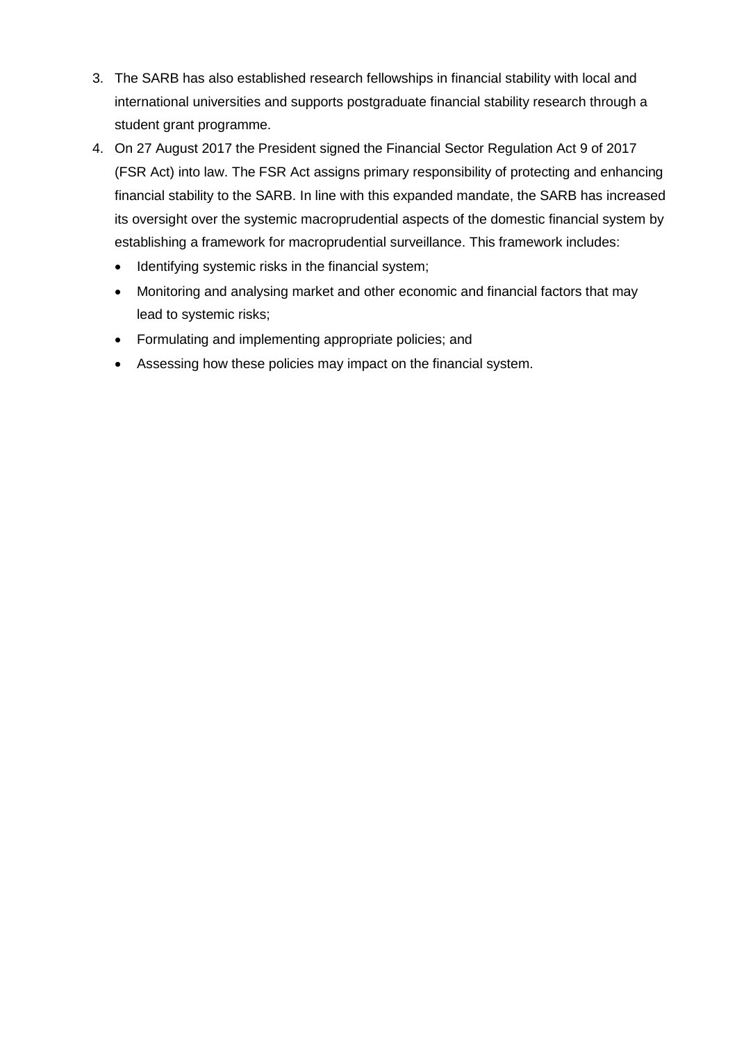3. The SARB has also established research fellowships in financial stability with local and international universities and supports postgraduate financial stability research through a student grant programme.
4. On 27 August 2017 the President signed the Financial Sector Regulation Act 9 of 2017 (FSR Act) into law. The FSR Act assigns primary responsibility of protecting and enhancing financial stability to the SARB. In line with this expanded mandate, the SARB has increased its oversight over the systemic macroprudential aspects of the domestic financial system by establishing a framework for macroprudential surveillance. This framework includes:
    - Identifying systemic risks in the financial system;
    - Monitoring and analysing market and other economic and financial factors that may lead to systemic risks;
    - Formulating and implementing appropriate policies; and
    - Assessing how these policies may impact on the financial system.